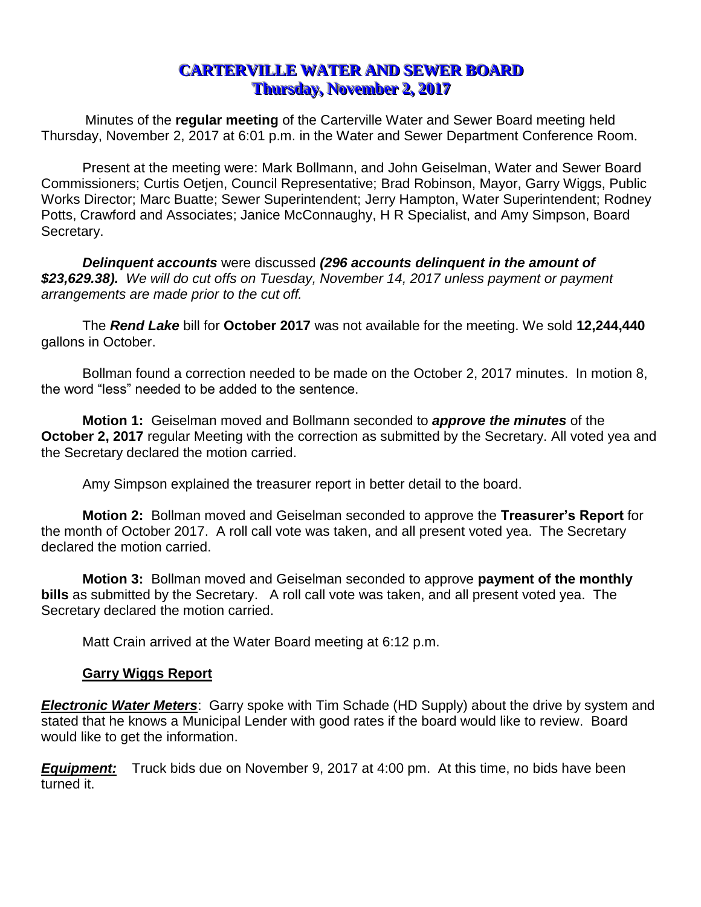# CARTERVILLE WATER AND SEWER BOARD
## Thursday, November 2, 2017

Minutes of the **regular meeting** of the Carterville Water and Sewer Board meeting held Thursday, November 2, 2017 at 6:01 p.m. in the Water and Sewer Department Conference Room.

Present at the meeting were: Mark Bollmann, and John Geiselman, Water and Sewer Board Commissioners; Curtis Oetjen, Council Representative; Brad Robinson, Mayor, Garry Wiggs, Public Works Director; Marc Buatte; Sewer Superintendent; Jerry Hampton, Water Superintendent; Rodney Potts, Crawford and Associates; Janice McConnaughy, H R Specialist, and Amy Simpson, Board Secretary.

***Delinquent accounts*** were discussed ***(296 accounts delinquent in the amount of $23,629.38).*** *We will do cut offs on Tuesday, November 14, 2017 unless payment or payment arrangements are made prior to the cut off.*

The ***Rend Lake*** bill for **October 2017** was not available for the meeting. We sold **12,244,440** gallons in October.

Bollman found a correction needed to be made on the October 2, 2017 minutes. In motion 8, the word "less" needed to be added to the sentence.

**Motion 1:** Geiselman moved and Bollmann seconded to ***approve the minutes*** of the **October 2, 2017** regular Meeting with the correction as submitted by the Secretary. All voted yea and the Secretary declared the motion carried.

Amy Simpson explained the treasurer report in better detail to the board.

**Motion 2:** Bollman moved and Geiselman seconded to approve the **Treasurer's Report** for the month of October 2017. A roll call vote was taken, and all present voted yea. The Secretary declared the motion carried.

**Motion 3:** Bollman moved and Geiselman seconded to approve **payment of the monthly bills** as submitted by the Secretary. A roll call vote was taken, and all present voted yea. The Secretary declared the motion carried.

Matt Crain arrived at the Water Board meeting at 6:12 p.m.

**Garry Wiggs Report**

***Electronic Water Meters***: Garry spoke with Tim Schade (HD Supply) about the drive by system and stated that he knows a Municipal Lender with good rates if the board would like to review. Board would like to get the information.

***Equipment:*** Truck bids due on November 9, 2017 at 4:00 pm. At this time, no bids have been turned it.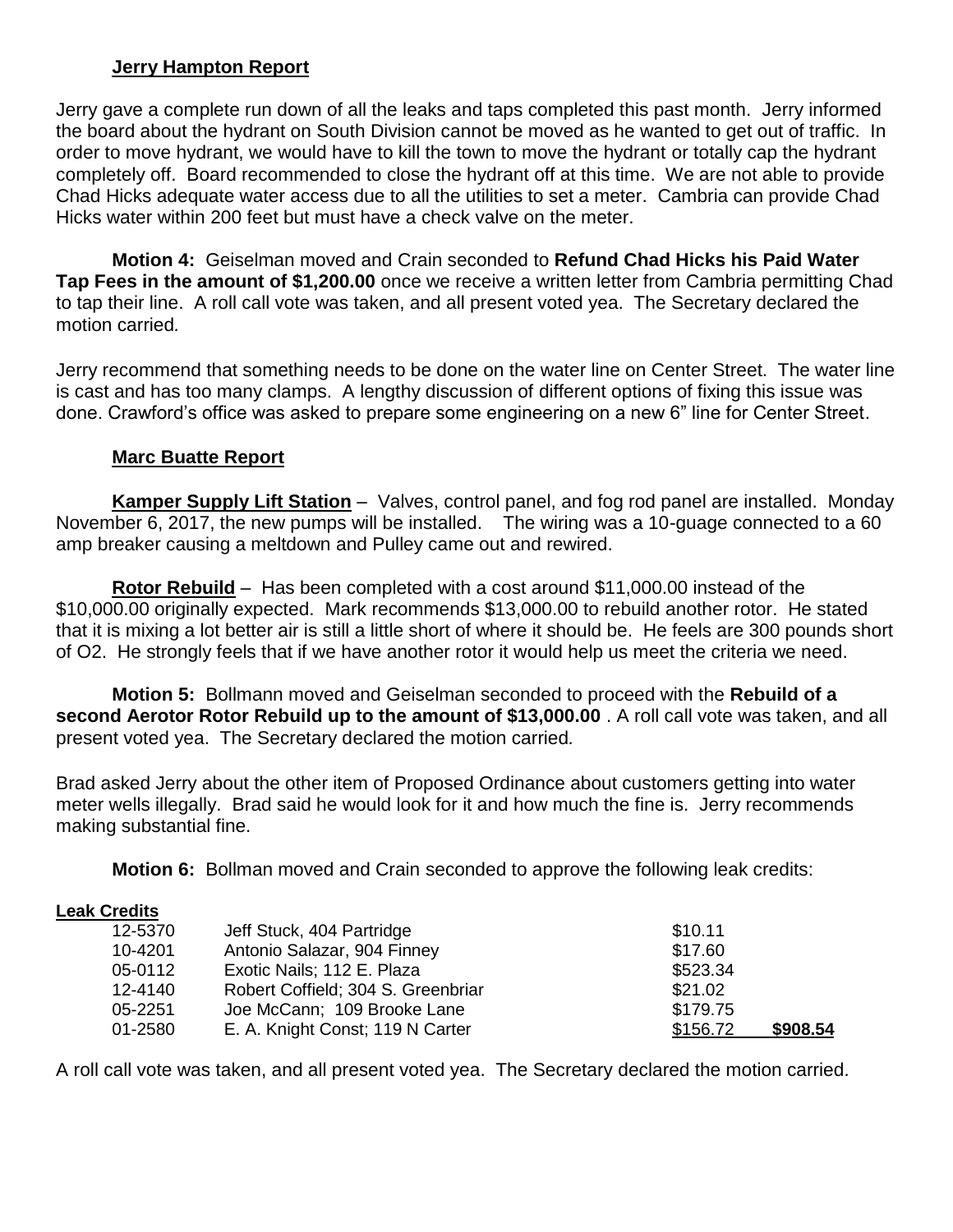### **Jerry Hampton Report**

Jerry gave a complete run down of all the leaks and taps completed this past month. Jerry informed the board about the hydrant on South Division cannot be moved as he wanted to get out of traffic. In order to move hydrant, we would have to kill the town to move the hydrant or totally cap the hydrant completely off. Board recommended to close the hydrant off at this time. We are not able to provide Chad Hicks adequate water access due to all the utilities to set a meter. Cambria can provide Chad Hicks water within 200 feet but must have a check valve on the meter.

**Motion 4:** Geiselman moved and Crain seconded to **Refund Chad Hicks his Paid Water Tap Fees in the amount of $1,200.00** once we receive a written letter from Cambria permitting Chad to tap their line. A roll call vote was taken, and all present voted yea. The Secretary declared the motion carried*.*

Jerry recommend that something needs to be done on the water line on Center Street. The water line is cast and has too many clamps. A lengthy discussion of different options of fixing this issue was done. Crawford's office was asked to prepare some engineering on a new 6" line for Center Street.

### **Marc Buatte Report**

**Kamper Supply Lift Station** – Valves, control panel, and fog rod panel are installed. Monday November 6, 2017, the new pumps will be installed. The wiring was a 10-guage connected to a 60 amp breaker causing a meltdown and Pulley came out and rewired.

**Rotor Rebuild** – Has been completed with a cost around $11,000.00 instead of the $10,000.00 originally expected. Mark recommends $13,000.00 to rebuild another rotor. He stated that it is mixing a lot better air is still a little short of where it should be. He feels are 300 pounds short of O2. He strongly feels that if we have another rotor it would help us meet the criteria we need.

**Motion 5:** Bollmann moved and Geiselman seconded to proceed with the **Rebuild of a second Aerotor Rotor Rebuild up to the amount of $13,000.00** . A roll call vote was taken, and all present voted yea. The Secretary declared the motion carried*.*

Brad asked Jerry about the other item of Proposed Ordinance about customers getting into water meter wells illegally. Brad said he would look for it and how much the fine is. Jerry recommends making substantial fine.

**Motion 6:** Bollman moved and Crain seconded to approve the following leak credits:

**Leak Credits**

| | | | |
|---|---|---|---|
| 12-5370 | Jeff Stuck, 404 Partridge | $10.11 | |
| 10-4201 | Antonio Salazar, 904 Finney | $17.60 | |
| 05-0112 | Exotic Nails; 112 E. Plaza | $523.34 | |
| 12-4140 | Robert Coffield; 304 S. Greenbriar | $21.02 | |
| 05-2251 | Joe McCann; 109 Brooke Lane | $179.75 | |
| 01-2580 | E. A. Knight Const; 119 N Carter | $156.72 | **$908.54** |

A roll call vote was taken, and all present voted yea. The Secretary declared the motion carried*.*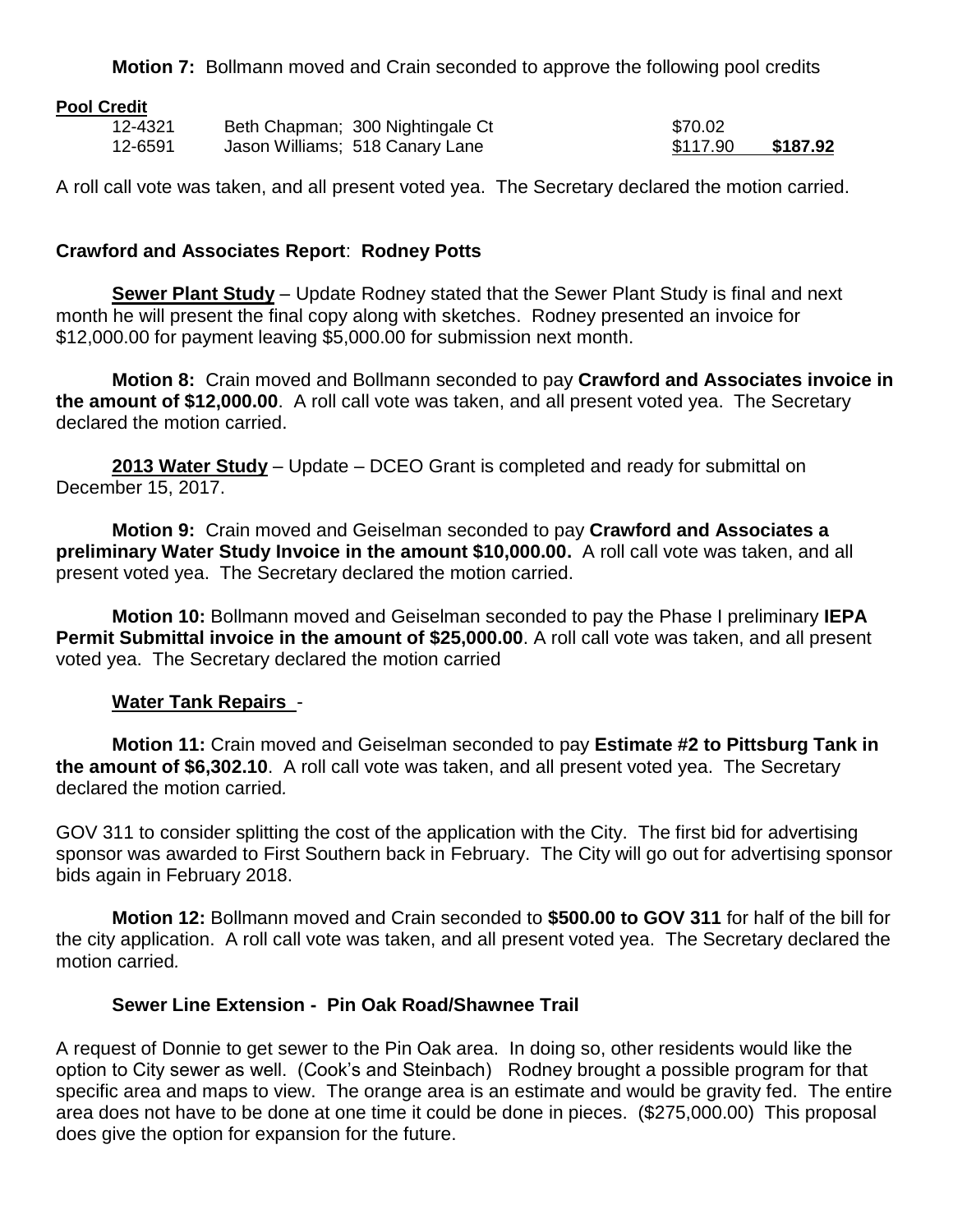**Motion 7:** Bollmann moved and Crain seconded to approve the following pool credits

**Pool Credit**

| | | | |
|---|---|---|---|
| 12-4321 | Beth Chapman; 300 Nightingale Ct | $70.02 | |
| 12-6591 | Jason Williams; 518 Canary Lane | $117.90 | **$187.92** |

A roll call vote was taken, and all present voted yea. The Secretary declared the motion carried.

**Crawford and Associates Report**: **Rodney Potts**

**Sewer Plant Study** – Update Rodney stated that the Sewer Plant Study is final and next month he will present the final copy along with sketches. Rodney presented an invoice for $12,000.00 for payment leaving $5,000.00 for submission next month.

**Motion 8:** Crain moved and Bollmann seconded to pay **Crawford and Associates invoice in the amount of $12,000.00**. A roll call vote was taken, and all present voted yea. The Secretary declared the motion carried.

**2013 Water Study** – Update – DCEO Grant is completed and ready for submittal on December 15, 2017.

**Motion 9:** Crain moved and Geiselman seconded to pay **Crawford and Associates a preliminary Water Study Invoice in the amount $10,000.00.** A roll call vote was taken, and all present voted yea. The Secretary declared the motion carried.

**Motion 10:** Bollmann moved and Geiselman seconded to pay the Phase I preliminary **IEPA Permit Submittal invoice in the amount of $25,000.00**. A roll call vote was taken, and all present voted yea. The Secretary declared the motion carried

**Water Tank Repairs** -

**Motion 11:** Crain moved and Geiselman seconded to pay **Estimate #2 to Pittsburg Tank in the amount of $6,302.10**. A roll call vote was taken, and all present voted yea. The Secretary declared the motion carried.

GOV 311 to consider splitting the cost of the application with the City. The first bid for advertising sponsor was awarded to First Southern back in February. The City will go out for advertising sponsor bids again in February 2018.

**Motion 12:** Bollmann moved and Crain seconded to **$500.00 to GOV 311** for half of the bill for the city application. A roll call vote was taken, and all present voted yea. The Secretary declared the motion carried.

**Sewer Line Extension - Pin Oak Road/Shawnee Trail**

A request of Donnie to get sewer to the Pin Oak area. In doing so, other residents would like the option to City sewer as well. (Cook's and Steinbach) Rodney brought a possible program for that specific area and maps to view. The orange area is an estimate and would be gravity fed. The entire area does not have to be done at one time it could be done in pieces. ($275,000.00) This proposal does give the option for expansion for the future.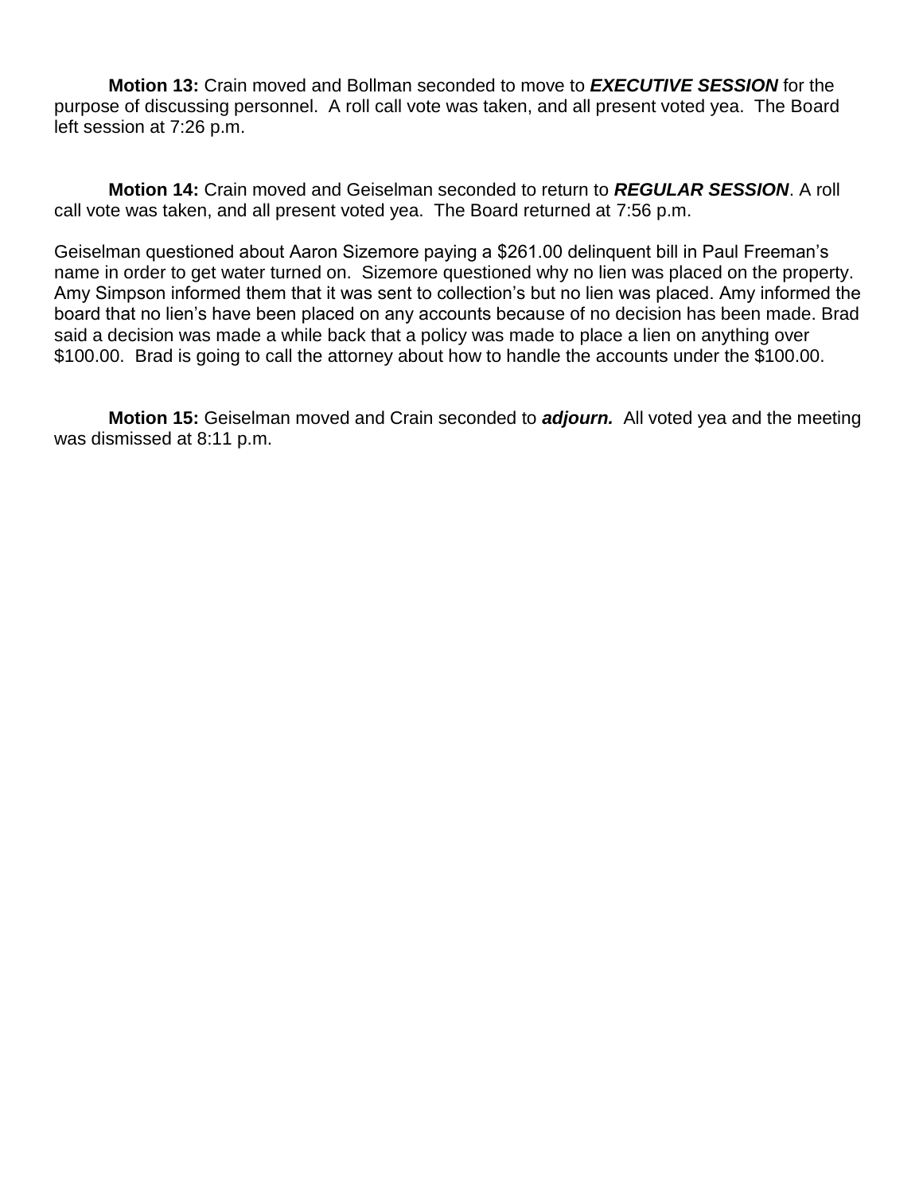**Motion 13:** Crain moved and Bollman seconded to move to ***EXECUTIVE SESSION*** for the purpose of discussing personnel. A roll call vote was taken, and all present voted yea. The Board left session at 7:26 p.m.

**Motion 14:** Crain moved and Geiselman seconded to return to ***REGULAR SESSION***. A roll call vote was taken, and all present voted yea. The Board returned at 7:56 p.m.

Geiselman questioned about Aaron Sizemore paying a $261.00 delinquent bill in Paul Freeman's name in order to get water turned on. Sizemore questioned why no lien was placed on the property. Amy Simpson informed them that it was sent to collection's but no lien was placed. Amy informed the board that no lien's have been placed on any accounts because of no decision has been made. Brad said a decision was made a while back that a policy was made to place a lien on anything over $100.00. Brad is going to call the attorney about how to handle the accounts under the $100.00.

**Motion 15:** Geiselman moved and Crain seconded to ***adjourn.*** All voted yea and the meeting was dismissed at 8:11 p.m.